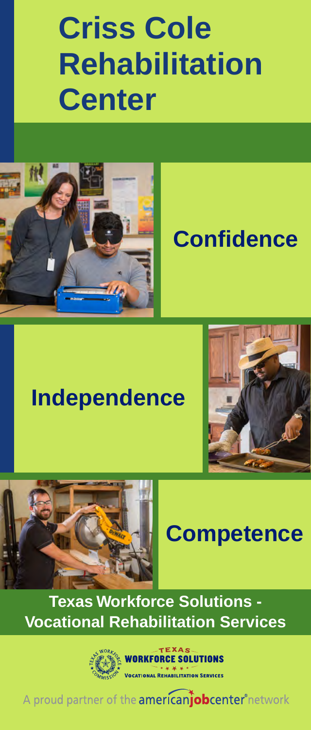# Criss Cole Rehabilitation Center

## Confidence

## Independence

## Competence

**Texas Workforce Solutions - Vocational Rehabilitation Services**

TEXAS WORKFORCE SOLUTIONS
VOCATIONAL REHABILITATION SERVICES

A proud partner of the americanjobcenter® network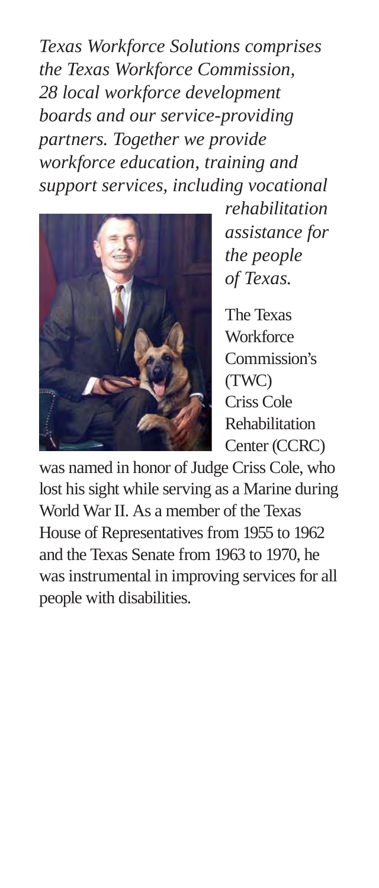*Texas Workforce Solutions comprises the Texas Workforce Commission, 28 local workforce development boards and our service-providing partners. Together we provide workforce education, training and support services, including vocational rehabilitation assistance for the people of Texas.*

The Texas Workforce Commission's (TWC) Criss Cole Rehabilitation Center (CCRC) was named in honor of Judge Criss Cole, who lost his sight while serving as a Marine during World War II. As a member of the Texas House of Representatives from 1955 to 1962 and the Texas Senate from 1963 to 1970, he was instrumental in improving services for all people with disabilities.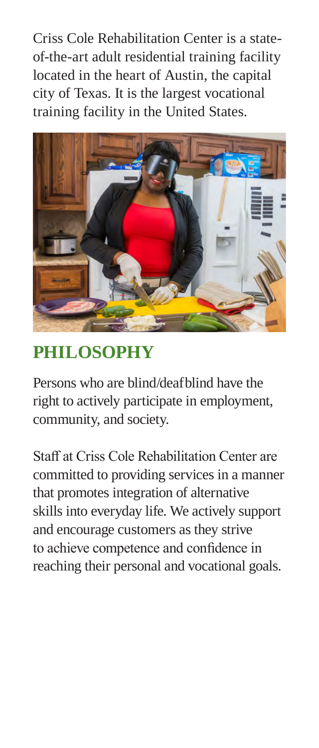Criss Cole Rehabilitation Center is a state-of-the-art adult residential training facility located in the heart of Austin, the capital city of Texas. It is the largest vocational training facility in the United States.

## PHILOSOPHY

Persons who are blind/deafblind have the right to actively participate in employment, community, and society.

Staff at Criss Cole Rehabilitation Center are committed to providing services in a manner that promotes integration of alternative skills into everyday life. We actively support and encourage customers as they strive to achieve competence and confidence in reaching their personal and vocational goals.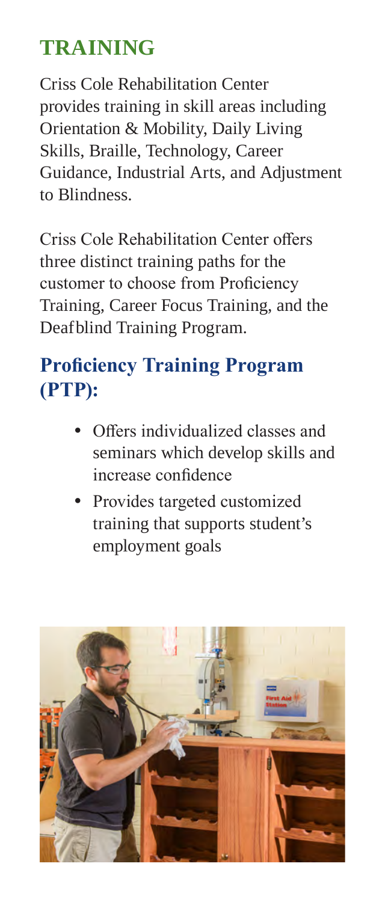# TRAINING

Criss Cole Rehabilitation Center provides training in skill areas including Orientation & Mobility, Daily Living Skills, Braille, Technology, Career Guidance, Industrial Arts, and Adjustment to Blindness.

Criss Cole Rehabilitation Center offers three distinct training paths for the customer to choose from Proficiency Training, Career Focus Training, and the Deafblind Training Program.

## Proficiency Training Program (PTP):

- Offers individualized classes and seminars which develop skills and increase confidence
- Provides targeted customized training that supports student's employment goals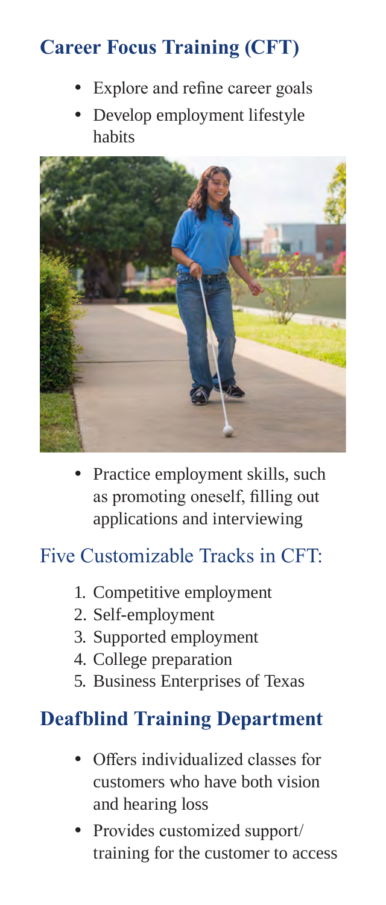## Career Focus Training (CFT)

- Explore and refine career goals
- Develop employment lifestyle habits
- Practice employment skills, such as promoting oneself, filling out applications and interviewing

### Five Customizable Tracks in CFT:

1. Competitive employment
2. Self-employment
3. Supported employment
4. College preparation
5. Business Enterprises of Texas

## Deafblind Training Department

- Offers individualized classes for customers who have both vision and hearing loss
- Provides customized support/ training for the customer to access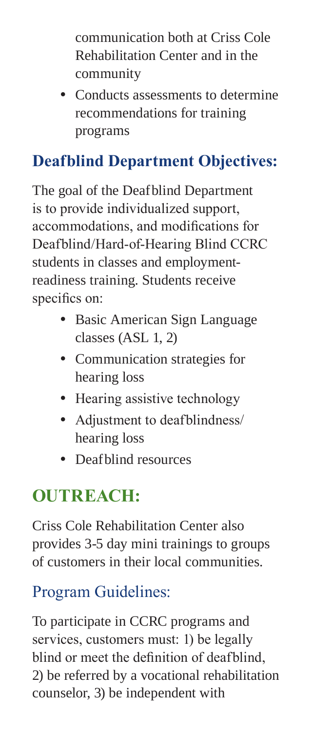communication both at Criss Cole Rehabilitation Center and in the community

- Conducts assessments to determine recommendations for training programs

## Deafblind Department Objectives:

The goal of the Deafblind Department is to provide individualized support, accommodations, and modifications for Deafblind/Hard-of-Hearing Blind CCRC students in classes and employment-readiness training. Students receive specifics on:

- Basic American Sign Language classes (ASL 1, 2)
- Communication strategies for hearing loss
- Hearing assistive technology
- Adjustment to deafblindness/ hearing loss
- Deafblind resources

## OUTREACH:

Criss Cole Rehabilitation Center also provides 3-5 day mini trainings to groups of customers in their local communities.

### Program Guidelines:

To participate in CCRC programs and services, customers must: 1) be legally blind or meet the definition of deafblind, 2) be referred by a vocational rehabilitation counselor, 3) be independent with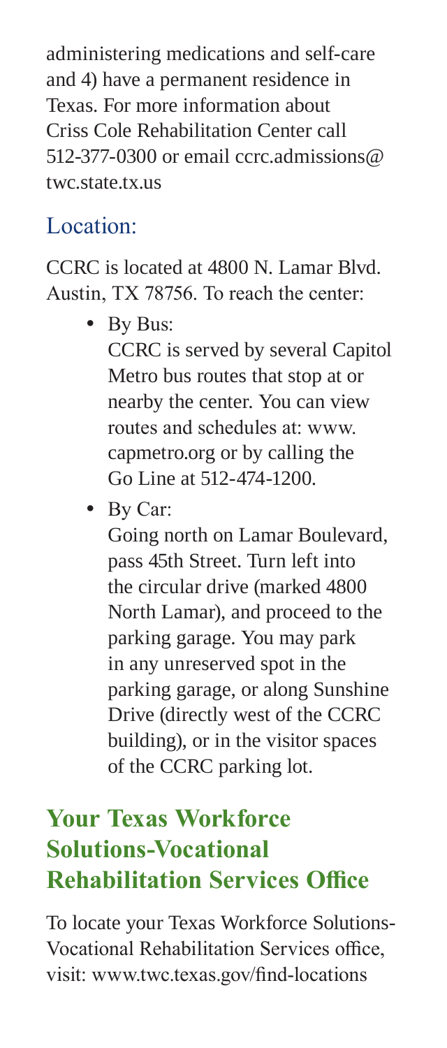administering medications and self-care and 4) have a permanent residence in Texas. For more information about Criss Cole Rehabilitation Center call 512-377-0300 or email ccrc.admissions@twc.state.tx.us

## Location:

CCRC is located at 4800 N. Lamar Blvd. Austin, TX 78756. To reach the center:

- By Bus:
  CCRC is served by several Capitol Metro bus routes that stop at or nearby the center. You can view routes and schedules at: www.capmetro.org or by calling the Go Line at 512-474-1200.
- By Car:
  Going north on Lamar Boulevard, pass 45th Street. Turn left into the circular drive (marked 4800 North Lamar), and proceed to the parking garage. You may park in any unreserved spot in the parking garage, or along Sunshine Drive (directly west of the CCRC building), or in the visitor spaces of the CCRC parking lot.

# Your Texas Workforce Solutions-Vocational Rehabilitation Services Office

To locate your Texas Workforce Solutions-Vocational Rehabilitation Services office, visit: www.twc.texas.gov/find-locations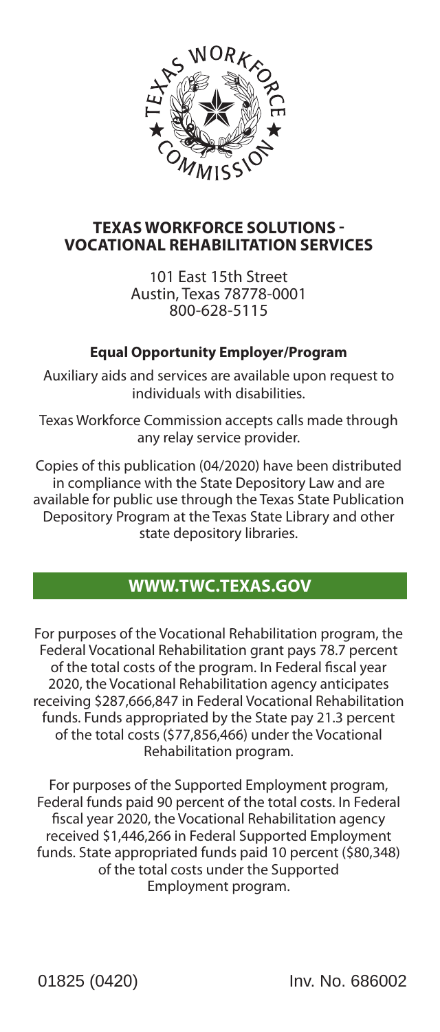## TEXAS WORKFORCE SOLUTIONS - VOCATIONAL REHABILITATION SERVICES

101 East 15th Street
Austin, Texas 78778-0001
800-628-5115

**Equal Opportunity Employer/Program**

Auxiliary aids and services are available upon request to individuals with disabilities.

Texas Workforce Commission accepts calls made through any relay service provider.

Copies of this publication (04/2020) have been distributed in compliance with the State Depository Law and are available for public use through the Texas State Publication Depository Program at the Texas State Library and other state depository libraries.

**WWW.TWC.TEXAS.GOV**

For purposes of the Vocational Rehabilitation program, the Federal Vocational Rehabilitation grant pays 78.7 percent of the total costs of the program. In Federal fiscal year 2020, the Vocational Rehabilitation agency anticipates receiving $287,666,847 in Federal Vocational Rehabilitation funds. Funds appropriated by the State pay 21.3 percent of the total costs ($77,856,466) under the Vocational Rehabilitation program.

For purposes of the Supported Employment program, Federal funds paid 90 percent of the total costs. In Federal fiscal year 2020, the Vocational Rehabilitation agency received $1,446,266 in Federal Supported Employment funds. State appropriated funds paid 10 percent ($80,348) of the total costs under the Supported Employment program.

01825 (0420) Inv. No. 686002